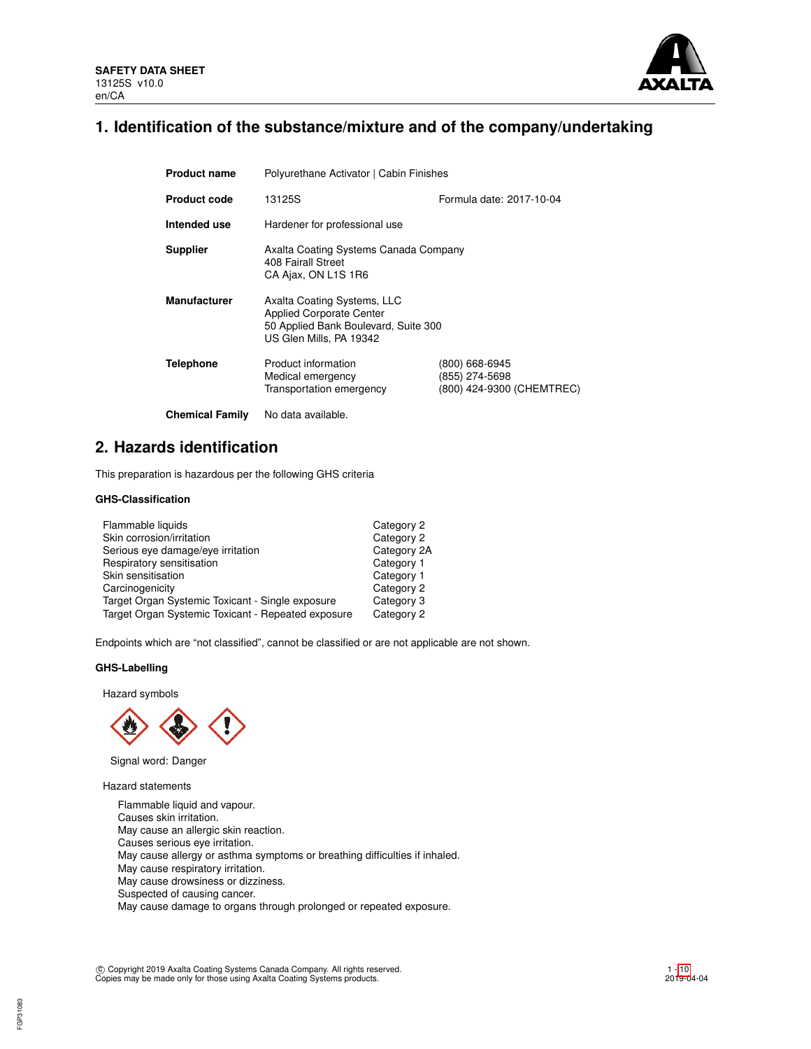**SAFETY DATA SHEET**
13125S v10.0
en/CA

# 1. Identification of the substance/mixture and of the company/undertaking

| | | |
|---|---|---|
| **Product name** | Polyurethane Activator \| Cabin Finishes | |
| **Product code** | 13125S | Formula date: 2017-10-04 |
| **Intended use** | Hardener for professional use | |
| **Supplier** | Axalta Coating Systems Canada Company<br>408 Fairall Street<br>CA Ajax, ON L1S 1R6 | |
| **Manufacturer** | Axalta Coating Systems, LLC<br>Applied Corporate Center<br>50 Applied Bank Boulevard, Suite 300<br>US Glen Mills, PA 19342 | |
| **Telephone** | Product information<br>Medical emergency<br>Transportation emergency | (800) 668-6945<br>(855) 274-5698<br>(800) 424-9300 (CHEMTREC) |
| **Chemical Family** | No data available. | |

# 2. Hazards identification

This preparation is hazardous per the following GHS criteria

### GHS-Classification

| | |
|---|---|
| Flammable liquids | Category 2 |
| Skin corrosion/irritation | Category 2 |
| Serious eye damage/eye irritation | Category 2A |
| Respiratory sensitisation | Category 1 |
| Skin sensitisation | Category 1 |
| Carcinogenicity | Category 2 |
| Target Organ Systemic Toxicant - Single exposure | Category 3 |
| Target Organ Systemic Toxicant - Repeated exposure | Category 2 |

Endpoints which are "not classified", cannot be classified or are not applicable are not shown.

### GHS-Labelling

Hazard symbols

Signal word: Danger

Hazard statements

Flammable liquid and vapour.
Causes skin irritation.
May cause an allergic skin reaction.
Causes serious eye irritation.
May cause allergy or asthma symptoms or breathing difficulties if inhaled.
May cause respiratory irritation.
May cause drowsiness or dizziness.
Suspected of causing cancer.
May cause damage to organs through prolonged or repeated exposure.

© Copyright 2019 Axalta Coating Systems Canada Company. All rights reserved.
Copies may be made only for those using Axalta Coating Systems products.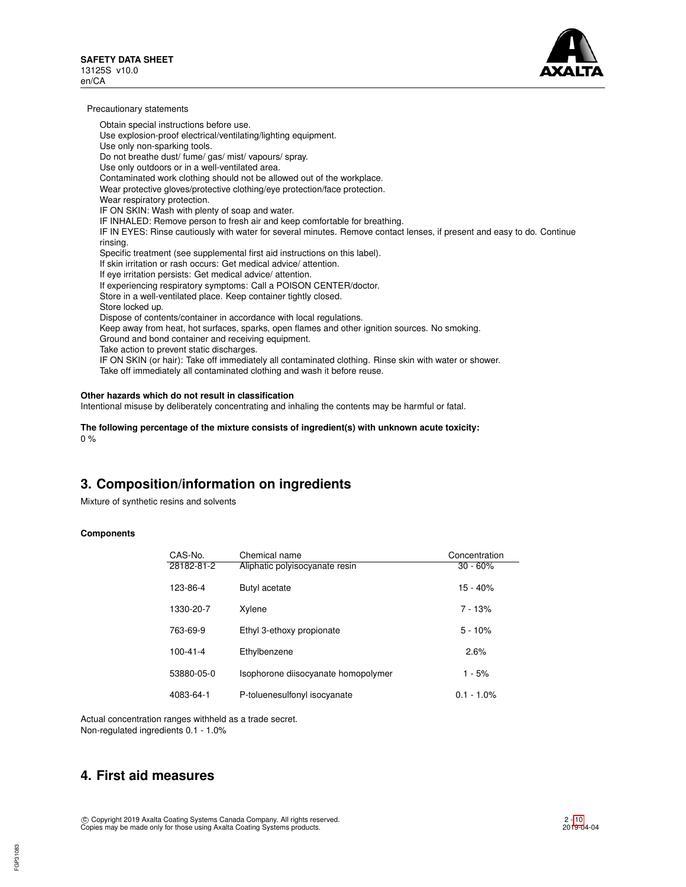Precautionary statements

Obtain special instructions before use.
Use explosion-proof electrical/ventilating/lighting equipment.
Use only non-sparking tools.
Do not breathe dust/ fume/ gas/ mist/ vapours/ spray.
Use only outdoors or in a well-ventilated area.
Contaminated work clothing should not be allowed out of the workplace.
Wear protective gloves/protective clothing/eye protection/face protection.
Wear respiratory protection.
IF ON SKIN: Wash with plenty of soap and water.
IF INHALED: Remove person to fresh air and keep comfortable for breathing.
IF IN EYES: Rinse cautiously with water for several minutes. Remove contact lenses, if present and easy to do. Continue rinsing.
Specific treatment (see supplemental first aid instructions on this label).
If skin irritation or rash occurs: Get medical advice/ attention.
If eye irritation persists: Get medical advice/ attention.
If experiencing respiratory symptoms: Call a POISON CENTER/doctor.
Store in a well-ventilated place. Keep container tightly closed.
Store locked up.
Dispose of contents/container in accordance with local regulations.
Keep away from heat, hot surfaces, sparks, open flames and other ignition sources. No smoking.
Ground and bond container and receiving equipment.
Take action to prevent static discharges.
IF ON SKIN (or hair): Take off immediately all contaminated clothing. Rinse skin with water or shower.
Take off immediately all contaminated clothing and wash it before reuse.

**Other hazards which do not result in classification**
Intentional misuse by deliberately concentrating and inhaling the contents may be harmful or fatal.

**The following percentage of the mixture consists of ingredient(s) with unknown acute toxicity:**
0 %

## 3. Composition/information on ingredients

Mixture of synthetic resins and solvents

**Components**

| CAS-No. | Chemical name | Concentration |
|---|---|---|
| 28182-81-2 | Aliphatic polyisocyanate resin | 30 - 60% |
| 123-86-4 | Butyl acetate | 15 - 40% |
| 1330-20-7 | Xylene | 7 - 13% |
| 763-69-9 | Ethyl 3-ethoxy propionate | 5 - 10% |
| 100-41-4 | Ethylbenzene | 2.6% |
| 53880-05-0 | Isophorone diisocyanate homopolymer | 1 - 5% |
| 4083-64-1 | P-toluenesulfonyl isocyanate | 0.1 - 1.0% |

Actual concentration ranges withheld as a trade secret.
Non-regulated ingredients 0.1 - 1.0%

## 4. First aid measures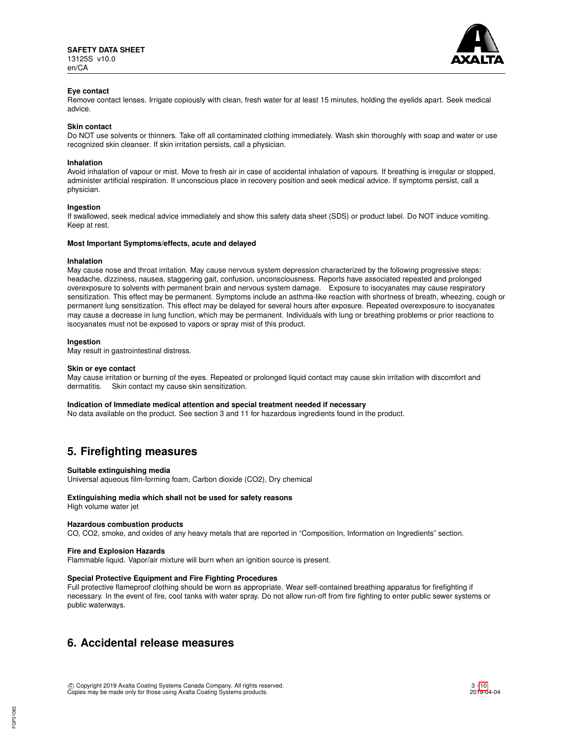**Eye contact**
Remove contact lenses. Irrigate copiously with clean, fresh water for at least 15 minutes, holding the eyelids apart. Seek medical advice.

**Skin contact**
Do NOT use solvents or thinners. Take off all contaminated clothing immediately. Wash skin thoroughly with soap and water or use recognized skin cleanser. If skin irritation persists, call a physician.

**Inhalation**
Avoid inhalation of vapour or mist. Move to fresh air in case of accidental inhalation of vapours. If breathing is irregular or stopped, administer artificial respiration. If unconscious place in recovery position and seek medical advice. If symptoms persist, call a physician.

**Ingestion**
If swallowed, seek medical advice immediately and show this safety data sheet (SDS) or product label. Do NOT induce vomiting. Keep at rest.

**Most Important Symptoms/effects, acute and delayed**

**Inhalation**
May cause nose and throat irritation. May cause nervous system depression characterized by the following progressive steps: headache, dizziness, nausea, staggering gait, confusion, unconsciousness. Reports have associated repeated and prolonged overexposure to solvents with permanent brain and nervous system damage. Exposure to isocyanates may cause respiratory sensitization. This effect may be permanent. Symptoms include an asthma-like reaction with shortness of breath, wheezing, cough or permanent lung sensitization. This effect may be delayed for several hours after exposure. Repeated overexposure to isocyanates may cause a decrease in lung function, which may be permanent. Individuals with lung or breathing problems or prior reactions to isocyanates must not be exposed to vapors or spray mist of this product.

**Ingestion**
May result in gastrointestinal distress.

**Skin or eye contact**
May cause irritation or burning of the eyes. Repeated or prolonged liquid contact may cause skin irritation with discomfort and dermatitis. Skin contact my cause skin sensitization.

**Indication of Immediate medical attention and special treatment needed if necessary**
No data available on the product. See section 3 and 11 for hazardous ingredients found in the product.

## 5. Firefighting measures

**Suitable extinguishing media**
Universal aqueous film-forming foam, Carbon dioxide ($CO_2$), Dry chemical

**Extinguishing media which shall not be used for safety reasons**
High volume water jet

**Hazardous combustion products**
CO, $CO_2$, smoke, and oxides of any heavy metals that are reported in “Composition, Information on Ingredients” section.

**Fire and Explosion Hazards**
Flammable liquid. Vapor/air mixture will burn when an ignition source is present.

**Special Protective Equipment and Fire Fighting Procedures**
Full protective flameproof clothing should be worn as appropriate. Wear self-contained breathing apparatus for firefighting if necessary. In the event of fire, cool tanks with water spray. Do not allow run-off from fire fighting to enter public sewer systems or public waterways.

## 6. Accidental release measures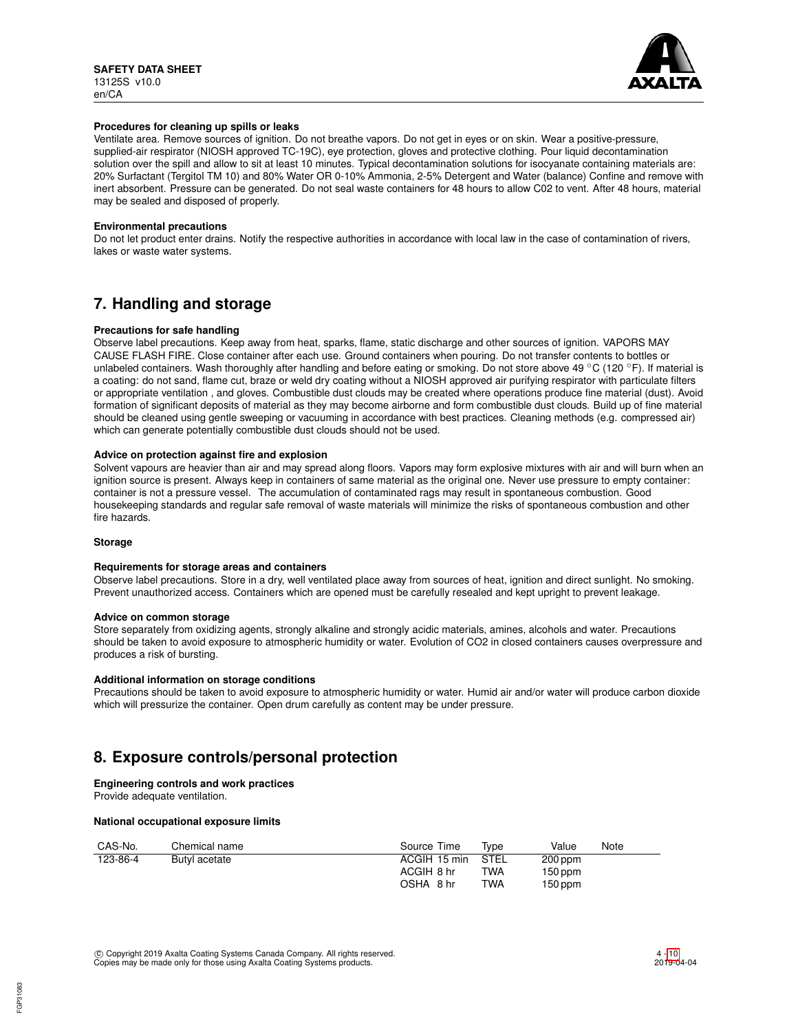**Procedures for cleaning up spills or leaks**

Ventilate area. Remove sources of ignition. Do not breathe vapors. Do not get in eyes or on skin. Wear a positive-pressure, supplied-air respirator (NIOSH approved TC-19C), eye protection, gloves and protective clothing. Pour liquid decontamination solution over the spill and allow to sit at least 10 minutes. Typical decontamination solutions for isocyanate containing materials are: 20% Surfactant (Tergitol TM 10) and 80% Water OR 0-10% Ammonia, 2-5% Detergent and Water (balance) Confine and remove with inert absorbent. Pressure can be generated. Do not seal waste containers for 48 hours to allow C02 to vent. After 48 hours, material may be sealed and disposed of properly.

**Environmental precautions**

Do not let product enter drains. Notify the respective authorities in accordance with local law in the case of contamination of rivers, lakes or waste water systems.

## 7. Handling and storage

**Precautions for safe handling**

Observe label precautions. Keep away from heat, sparks, flame, static discharge and other sources of ignition. VAPORS MAY CAUSE FLASH FIRE. Close container after each use. Ground containers when pouring. Do not transfer contents to bottles or unlabeled containers. Wash thoroughly after handling and before eating or smoking. Do not store above 49 °C (120 °F). If material is a coating: do not sand, flame cut, braze or weld dry coating without a NIOSH approved air purifying respirator with particulate filters or appropriate ventilation , and gloves. Combustible dust clouds may be created where operations produce fine material (dust). Avoid formation of significant deposits of material as they may become airborne and form combustible dust clouds. Build up of fine material should be cleaned using gentle sweeping or vacuuming in accordance with best practices. Cleaning methods (e.g. compressed air) which can generate potentially combustible dust clouds should not be used.

**Advice on protection against fire and explosion**

Solvent vapours are heavier than air and may spread along floors. Vapors may form explosive mixtures with air and will burn when an ignition source is present. Always keep in containers of same material as the original one. Never use pressure to empty container: container is not a pressure vessel. The accumulation of contaminated rags may result in spontaneous combustion. Good housekeeping standards and regular safe removal of waste materials will minimize the risks of spontaneous combustion and other fire hazards.

**Storage**

**Requirements for storage areas and containers**

Observe label precautions. Store in a dry, well ventilated place away from sources of heat, ignition and direct sunlight. No smoking. Prevent unauthorized access. Containers which are opened must be carefully resealed and kept upright to prevent leakage.

**Advice on common storage**

Store separately from oxidizing agents, strongly alkaline and strongly acidic materials, amines, alcohols and water. Precautions should be taken to avoid exposure to atmospheric humidity or water. Evolution of $CO_2$ in closed containers causes overpressure and produces a risk of bursting.

**Additional information on storage conditions**

Precautions should be taken to avoid exposure to atmospheric humidity or water. Humid air and/or water will produce carbon dioxide which will pressurize the container. Open drum carefully as content may be under pressure.

## 8. Exposure controls/personal protection

**Engineering controls and work practices**

Provide adequate ventilation.

**National occupational exposure limits**

| CAS-No. | Chemical name | Source | Time | Type | Value | Note |
|---|---|---|---|---|---|---|
| 123-86-4 | Butyl acetate | ACGIH | 15 min | STEL | 200 ppm | |
| | | ACGIH | 8 hr | TWA | 150 ppm | |
| | | OSHA | 8 hr | TWA | 150 ppm | |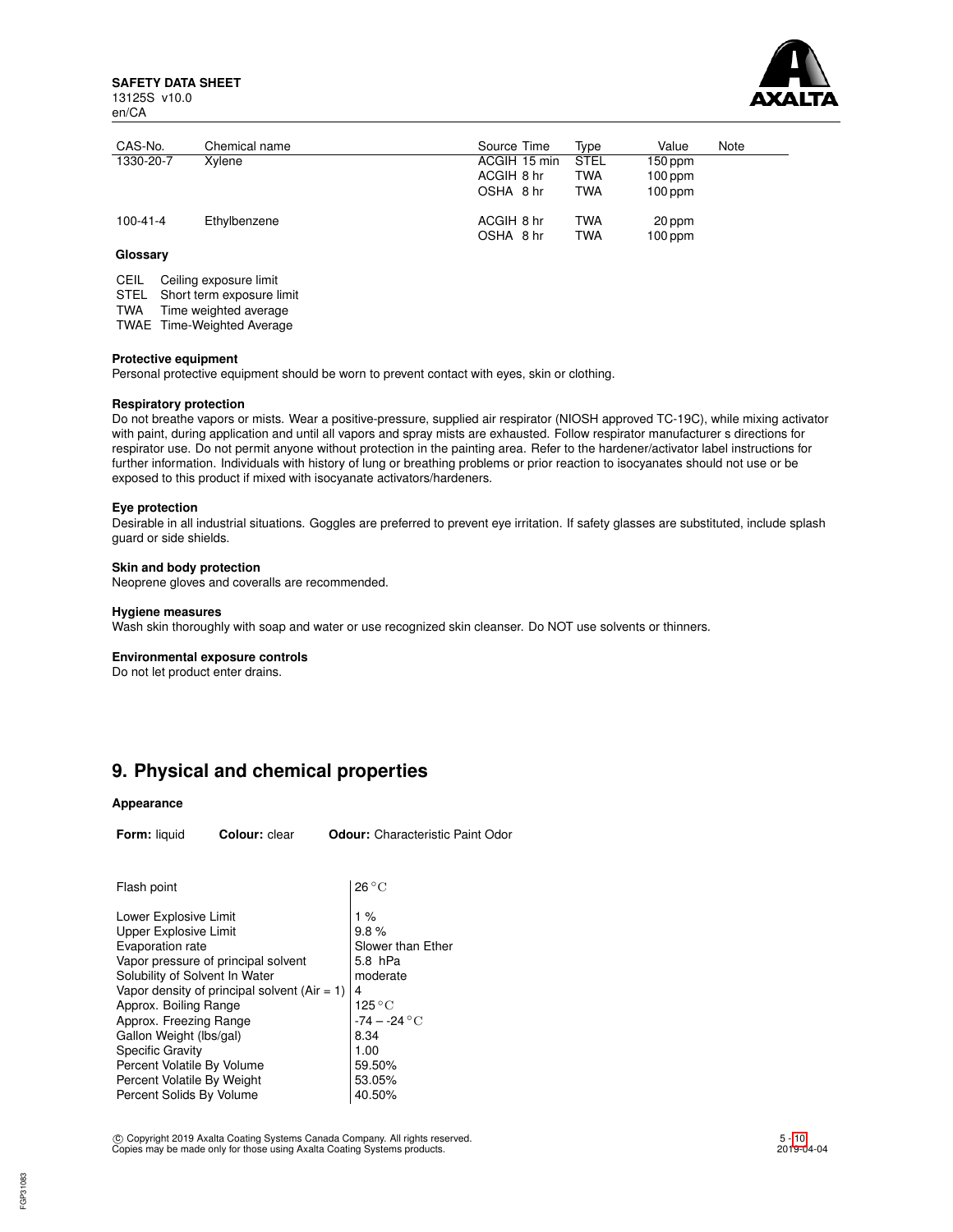| CAS-No. | Chemical name | Source Time | Type | Value | Note |
|---|---|---|---|---|---|
| 1330-20-7 | Xylene | ACGIH 15 min | STEL | 150 ppm | |
| | | ACGIH 8 hr | TWA | 100 ppm | |
| | | OSHA 8 hr | TWA | 100 ppm | |
| 100-41-4 | Ethylbenzene | ACGIH 8 hr | TWA | 20 ppm | |
| | | OSHA 8 hr | TWA | 100 ppm | |

**Glossary**

| | |
|---|---|
| CEIL | Ceiling exposure limit |
| STEL | Short term exposure limit |
| TWA | Time weighted average |
| TWAE | Time-Weighted Average |

**Protective equipment**

Personal protective equipment should be worn to prevent contact with eyes, skin or clothing.

**Respiratory protection**

Do not breathe vapors or mists. Wear a positive-pressure, supplied air respirator (NIOSH approved TC-19C), while mixing activator with paint, during application and until all vapors and spray mists are exhausted. Follow respirator manufacturer s directions for respirator use. Do not permit anyone without protection in the painting area. Refer to the hardener/activator label instructions for further information. Individuals with history of lung or breathing problems or prior reaction to isocyanates should not use or be exposed to this product if mixed with isocyanate activators/hardeners.

**Eye protection**

Desirable in all industrial situations. Goggles are preferred to prevent eye irritation. If safety glasses are substituted, include splash guard or side shields.

**Skin and body protection**

Neoprene gloves and coveralls are recommended.

**Hygiene measures**

Wash skin thoroughly with soap and water or use recognized skin cleanser. Do NOT use solvents or thinners.

**Environmental exposure controls**

Do not let product enter drains.

## 9. Physical and chemical properties

**Appearance**

**Form:** liquid **Colour:** clear **Odour:** Characteristic Paint Odor

| | |
|---|---|
| Flash point | 26 °C |
| Lower Explosive Limit | 1 % |
| Upper Explosive Limit | 9.8 % |
| Evaporation rate | Slower than Ether |
| Vapor pressure of principal solvent | 5.8 hPa |
| Solubility of Solvent In Water | moderate |
| Vapor density of principal solvent (Air = 1) | 4 |
| Approx. Boiling Range | 125 °C |
| Approx. Freezing Range | -74 – -24 °C |
| Gallon Weight (lbs/gal) | 8.34 |
| Specific Gravity | 1.00 |
| Percent Volatile By Volume | 59.50% |
| Percent Volatile By Weight | 53.05% |
| Percent Solids By Volume | 40.50% |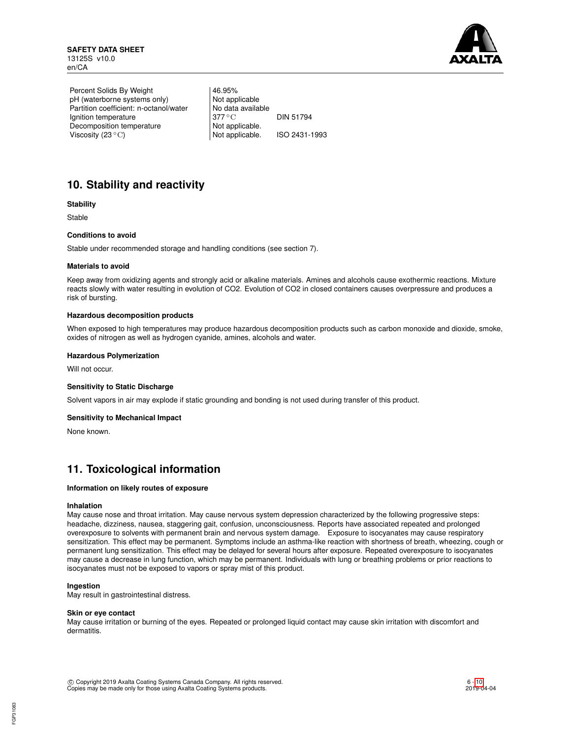| | | |
|---|---|---|
| Percent Solids By Weight | 46.95% | |
| pH (waterborne systems only) | Not applicable | |
| Partition coefficient: n-octanol/water | No data available | |
| Ignition temperature | 377 °C | DIN 51794 |
| Decomposition temperature | Not applicable. | |
| Viscosity (23 °C) | Not applicable. | ISO 2431-1993 |

## 10. Stability and reactivity

**Stability**

Stable

**Conditions to avoid**

Stable under recommended storage and handling conditions (see section 7).

**Materials to avoid**

Keep away from oxidizing agents and strongly acid or alkaline materials. Amines and alcohols cause exothermic reactions. Mixture reacts slowly with water resulting in evolution of $CO_2$. Evolution of $CO_2$ in closed containers causes overpressure and produces a risk of bursting.

**Hazardous decomposition products**

When exposed to high temperatures may produce hazardous decomposition products such as carbon monoxide and dioxide, smoke, oxides of nitrogen as well as hydrogen cyanide, amines, alcohols and water.

**Hazardous Polymerization**

Will not occur.

**Sensitivity to Static Discharge**

Solvent vapors in air may explode if static grounding and bonding is not used during transfer of this product.

**Sensitivity to Mechanical Impact**

None known.

## 11. Toxicological information

**Information on likely routes of exposure**

**Inhalation**

May cause nose and throat irritation. May cause nervous system depression characterized by the following progressive steps: headache, dizziness, nausea, staggering gait, confusion, unconsciousness. Reports have associated repeated and prolonged overexposure to solvents with permanent brain and nervous system damage. Exposure to isocyanates may cause respiratory sensitization. This effect may be permanent. Symptoms include an asthma-like reaction with shortness of breath, wheezing, cough or permanent lung sensitization. This effect may be delayed for several hours after exposure. Repeated overexposure to isocyanates may cause a decrease in lung function, which may be permanent. Individuals with lung or breathing problems or prior reactions to isocyanates must not be exposed to vapors or spray mist of this product.

**Ingestion**

May result in gastrointestinal distress.

**Skin or eye contact**

May cause irritation or burning of the eyes. Repeated or prolonged liquid contact may cause skin irritation with discomfort and dermatitis.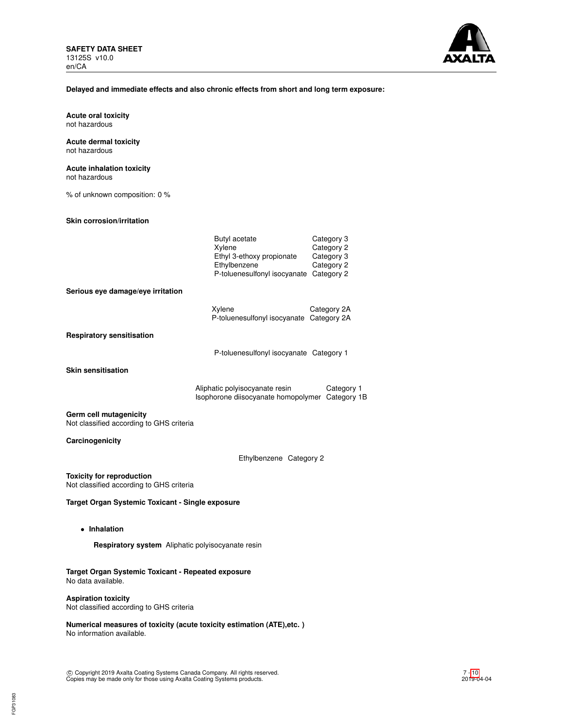**Delayed and immediate effects and also chronic effects from short and long term exposure:**

**Acute oral toxicity**
not hazardous

**Acute dermal toxicity**
not hazardous

**Acute inhalation toxicity**
not hazardous

% of unknown composition: 0 %

**Skin corrosion/irritation**

| | |
|---|---|
| Butyl acetate | Category 3 |
| Xylene | Category 2 |
| Ethyl 3-ethoxy propionate | Category 3 |
| Ethylbenzene | Category 2 |
| P-toluenesulfonyl isocyanate | Category 2 |

**Serious eye damage/eye irritation**

| | |
|---|---|
| Xylene | Category 2A |
| P-toluenesulfonyl isocyanate | Category 2A |

**Respiratory sensitisation**

| | |
|---|---|
| P-toluenesulfonyl isocyanate | Category 1 |

**Skin sensitisation**

| | |
|---|---|
| Aliphatic polyisocyanate resin | Category 1 |
| Isophorone diisocyanate homopolymer | Category 1B |

**Germ cell mutagenicity**
Not classified according to GHS criteria

**Carcinogenicity**

| | |
|---|---|
| Ethylbenzene | Category 2 |

**Toxicity for reproduction**
Not classified according to GHS criteria

**Target Organ Systemic Toxicant - Single exposure**

- **Inhalation**

  **Respiratory system** Aliphatic polyisocyanate resin

**Target Organ Systemic Toxicant - Repeated exposure**
No data available.

**Aspiration toxicity**
Not classified according to GHS criteria

**Numerical measures of toxicity (acute toxicity estimation (ATE),etc. )**
No information available.

© Copyright 2019 Axalta Coating Systems Canada Company. All rights reserved.
Copies may be made only for those using Axalta Coating Systems products.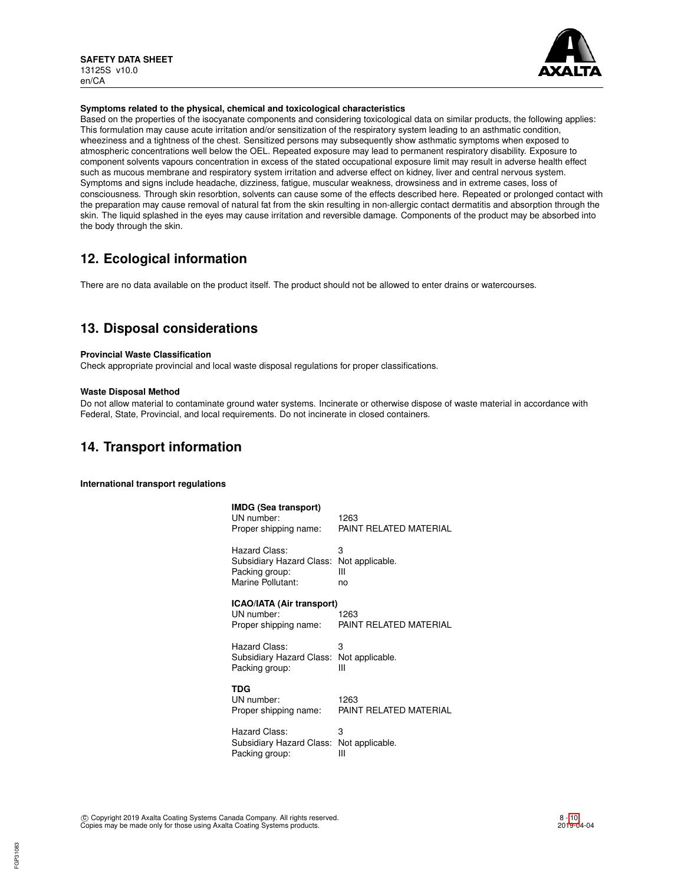**Symptoms related to the physical, chemical and toxicological characteristics**

Based on the properties of the isocyanate components and considering toxicological data on similar products, the following applies: This formulation may cause acute irritation and/or sensitization of the respiratory system leading to an asthmatic condition, wheeziness and a tightness of the chest. Sensitized persons may subsequently show asthmatic symptoms when exposed to atmospheric concentrations well below the OEL. Repeated exposure may lead to permanent respiratory disability. Exposure to component solvents vapours concentration in excess of the stated occupational exposure limit may result in adverse health effect such as mucous membrane and respiratory system irritation and adverse effect on kidney, liver and central nervous system. Symptoms and signs include headache, dizziness, fatigue, muscular weakness, drowsiness and in extreme cases, loss of consciousness. Through skin resorbtion, solvents can cause some of the effects described here. Repeated or prolonged contact with the preparation may cause removal of natural fat from the skin resulting in non-allergic contact dermatitis and absorption through the skin. The liquid splashed in the eyes may cause irritation and reversible damage. Components of the product may be absorbed into the body through the skin.

## 12. Ecological information

There are no data available on the product itself. The product should not be allowed to enter drains or watercourses.

## 13. Disposal considerations

**Provincial Waste Classification**

Check appropriate provincial and local waste disposal regulations for proper classifications.

**Waste Disposal Method**

Do not allow material to contaminate ground water systems. Incinerate or otherwise dispose of waste material in accordance with Federal, State, Provincial, and local requirements. Do not incinerate in closed containers.

## 14. Transport information

**International transport regulations**

**IMDG (Sea transport)**

| | |
|---|---|
| UN number: | 1263 |
| Proper shipping name: | PAINT RELATED MATERIAL |
| Hazard Class: | 3 |
| Subsidiary Hazard Class: | Not applicable. |
| Packing group: | III |
| Marine Pollutant: | no |

**ICAO/IATA (Air transport)**

| | |
|---|---|
| UN number: | 1263 |
| Proper shipping name: | PAINT RELATED MATERIAL |
| Hazard Class: | 3 |
| Subsidiary Hazard Class: | Not applicable. |
| Packing group: | III |

**TDG**

| | |
|---|---|
| UN number: | 1263 |
| Proper shipping name: | PAINT RELATED MATERIAL |
| Hazard Class: | 3 |
| Subsidiary Hazard Class: | Not applicable. |
| Packing group: | III |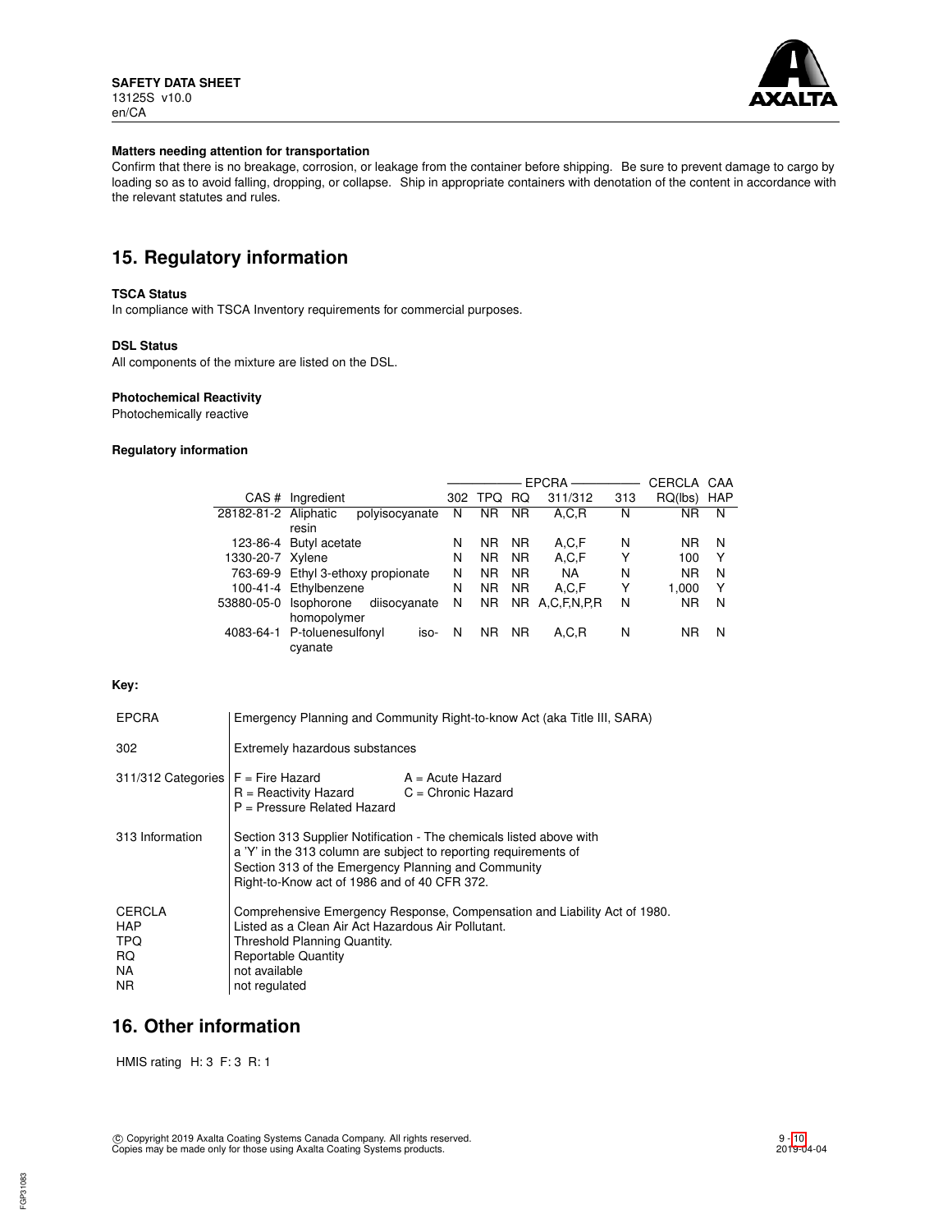**Matters needing attention for transportation**

Confirm that there is no breakage, corrosion, or leakage from the container before shipping. Be sure to prevent damage to cargo by loading so as to avoid falling, dropping, or collapse. Ship in appropriate containers with denotation of the content in accordance with the relevant statutes and rules.

## 15. Regulatory information

**TSCA Status**

In compliance with TSCA Inventory requirements for commercial purposes.

**DSL Status**

All components of the mixture are listed on the DSL.

**Photochemical Reactivity**

Photochemically reactive

**Regulatory information**

| | | EPCRA | | | | | CERCLA | CAA |
|---|---|---|---|---|---|---|---|---|
| CAS # | Ingredient | 302 | TPQ | RQ | 311/312 | 313 | RQ(lbs) | HAP |
| 28182-81-2 | Aliphatic polyisocyanate resin | N | NR | NR | A,C,R | N | NR | N |
| 123-86-4 | Butyl acetate | N | NR | NR | A,C,F | N | NR | N |
| 1330-20-7 | Xylene | N | NR | NR | A,C,F | Y | 100 | Y |
| 763-69-9 | Ethyl 3-ethoxy propionate | N | NR | NR | NA | N | NR | N |
| 100-41-4 | Ethylbenzene | N | NR | NR | A,C,F | Y | 1,000 | Y |
| 53880-05-0 | Isophorone diisocyanate homopolymer | N | NR | NR | A,C,F,N,P,R | N | NR | N |
| 4083-64-1 | P-toluenesulfonyl iso-cyanate | N | NR | NR | A,C,R | N | NR | N |

**Key:**

| | |
|---|---|
| EPCRA | Emergency Planning and Community Right-to-know Act (aka Title III, SARA) |
| 302 | Extremely hazardous substances |
| 311/312 Categories | F = Fire Hazard; A = Acute Hazard; R = Reactivity Hazard; C = Chronic Hazard; P = Pressure Related Hazard |
| 313 Information | Section 313 Supplier Notification - The chemicals listed above with a 'Y' in the 313 column are subject to reporting requirements of Section 313 of the Emergency Planning and Community Right-to-Know act of 1986 and of 40 CFR 372. |
| CERCLA | Comprehensive Emergency Response, Compensation and Liability Act of 1980. |
| HAP | Listed as a Clean Air Act Hazardous Air Pollutant. |
| TPQ | Threshold Planning Quantity. |
| RQ | Reportable Quantity |
| NA | not available |
| NR | not regulated |

## 16. Other information

HMIS rating H: 3 F: 3 R: 1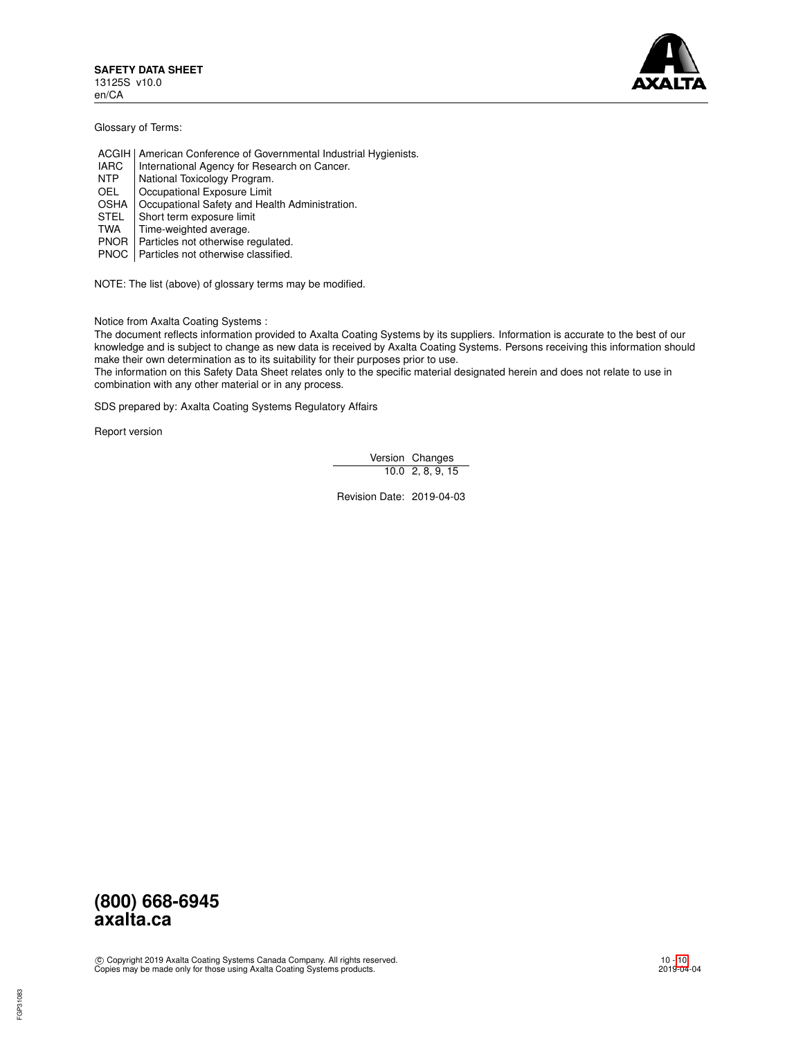Glossary of Terms:

| | |
|---|---|
| ACGIH | American Conference of Governmental Industrial Hygienists. |
| IARC | International Agency for Research on Cancer. |
| NTP | National Toxicology Program. |
| OEL | Occupational Exposure Limit |
| OSHA | Occupational Safety and Health Administration. |
| STEL | Short term exposure limit |
| TWA | Time-weighted average. |
| PNOR | Particles not otherwise regulated. |
| PNOC | Particles not otherwise classified. |

NOTE: The list (above) of glossary terms may be modified.

Notice from Axalta Coating Systems :
The document reflects information provided to Axalta Coating Systems by its suppliers. Information is accurate to the best of our knowledge and is subject to change as new data is received by Axalta Coating Systems. Persons receiving this information should make their own determination as to its suitability for their purposes prior to use.
The information on this Safety Data Sheet relates only to the specific material designated herein and does not relate to use in combination with any other material or in any process.

SDS prepared by: Axalta Coating Systems Regulatory Affairs

Report version

| Version | Changes |
|---|---|
| 10.0 | 2, 8, 9, 15 |

Revision Date: 2019-04-03

**(800) 668-6945**
**axalta.ca**

© Copyright 2019 Axalta Coating Systems Canada Company. All rights reserved.
Copies may be made only for those using Axalta Coating Systems products.